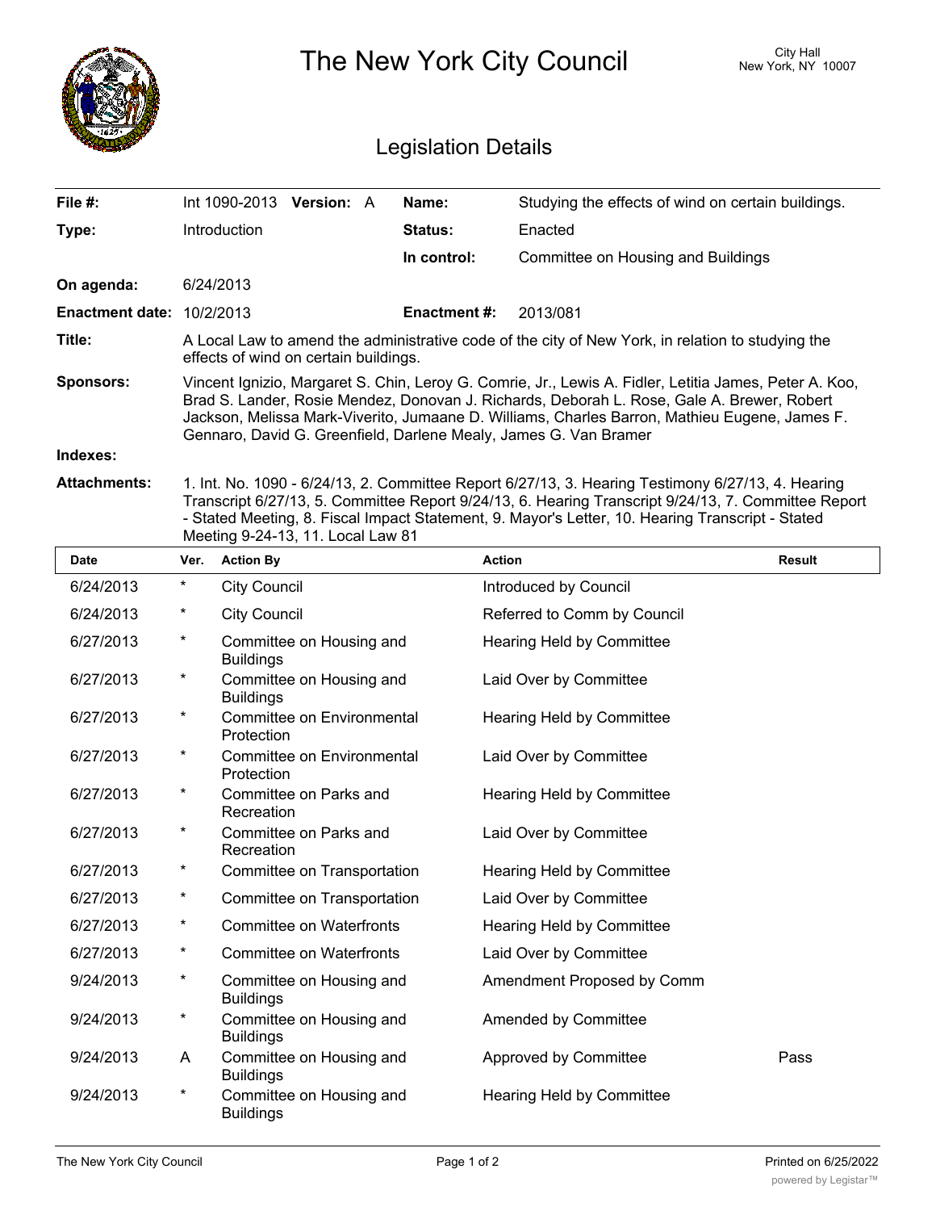# The New York City Council

City Hall
New York, NY 10007

## Legislation Details

| | | | |
|---|---|---|---|
| **File #:** | Int 1090-2013 **Version:** A | **Name:** | Studying the effects of wind on certain buildings. |
| **Type:** | Introduction | **Status:** | Enacted |
| | | **In control:** | Committee on Housing and Buildings |
| **On agenda:** | 6/24/2013 | | |
| **Enactment date:** | 10/2/2013 | **Enactment #:** | 2013/081 |

**Title:** A Local Law to amend the administrative code of the city of New York, in relation to studying the effects of wind on certain buildings.

**Sponsors:** Vincent Ignizio, Margaret S. Chin, Leroy G. Comrie, Jr., Lewis A. Fidler, Letitia James, Peter A. Koo, Brad S. Lander, Rosie Mendez, Donovan J. Richards, Deborah L. Rose, Gale A. Brewer, Robert Jackson, Melissa Mark-Viverito, Jumaane D. Williams, Charles Barron, Mathieu Eugene, James F. Gennaro, David G. Greenfield, Darlene Mealy, James G. Van Bramer

**Indexes:**

**Attachments:** 1. Int. No. 1090 - 6/24/13, 2. Committee Report 6/27/13, 3. Hearing Testimony 6/27/13, 4. Hearing Transcript 6/27/13, 5. Committee Report 9/24/13, 6. Hearing Transcript 9/24/13, 7. Committee Report - Stated Meeting, 8. Fiscal Impact Statement, 9. Mayor's Letter, 10. Hearing Transcript - Stated Meeting 9-24-13, 11. Local Law 81

| Date | Ver. | Action By | Action | Result |
|---|---|---|---|---|
| 6/24/2013 | * | City Council | Introduced by Council | |
| 6/24/2013 | * | City Council | Referred to Comm by Council | |
| 6/27/2013 | * | Committee on Housing and Buildings | Hearing Held by Committee | |
| 6/27/2013 | * | Committee on Housing and Buildings | Laid Over by Committee | |
| 6/27/2013 | * | Committee on Environmental Protection | Hearing Held by Committee | |
| 6/27/2013 | * | Committee on Environmental Protection | Laid Over by Committee | |
| 6/27/2013 | * | Committee on Parks and Recreation | Hearing Held by Committee | |
| 6/27/2013 | * | Committee on Parks and Recreation | Laid Over by Committee | |
| 6/27/2013 | * | Committee on Transportation | Hearing Held by Committee | |
| 6/27/2013 | * | Committee on Transportation | Laid Over by Committee | |
| 6/27/2013 | * | Committee on Waterfronts | Hearing Held by Committee | |
| 6/27/2013 | * | Committee on Waterfronts | Laid Over by Committee | |
| 9/24/2013 | * | Committee on Housing and Buildings | Amendment Proposed by Comm | |
| 9/24/2013 | * | Committee on Housing and Buildings | Amended by Committee | |
| 9/24/2013 | A | Committee on Housing and Buildings | Approved by Committee | Pass |
| 9/24/2013 | * | Committee on Housing and Buildings | Hearing Held by Committee | |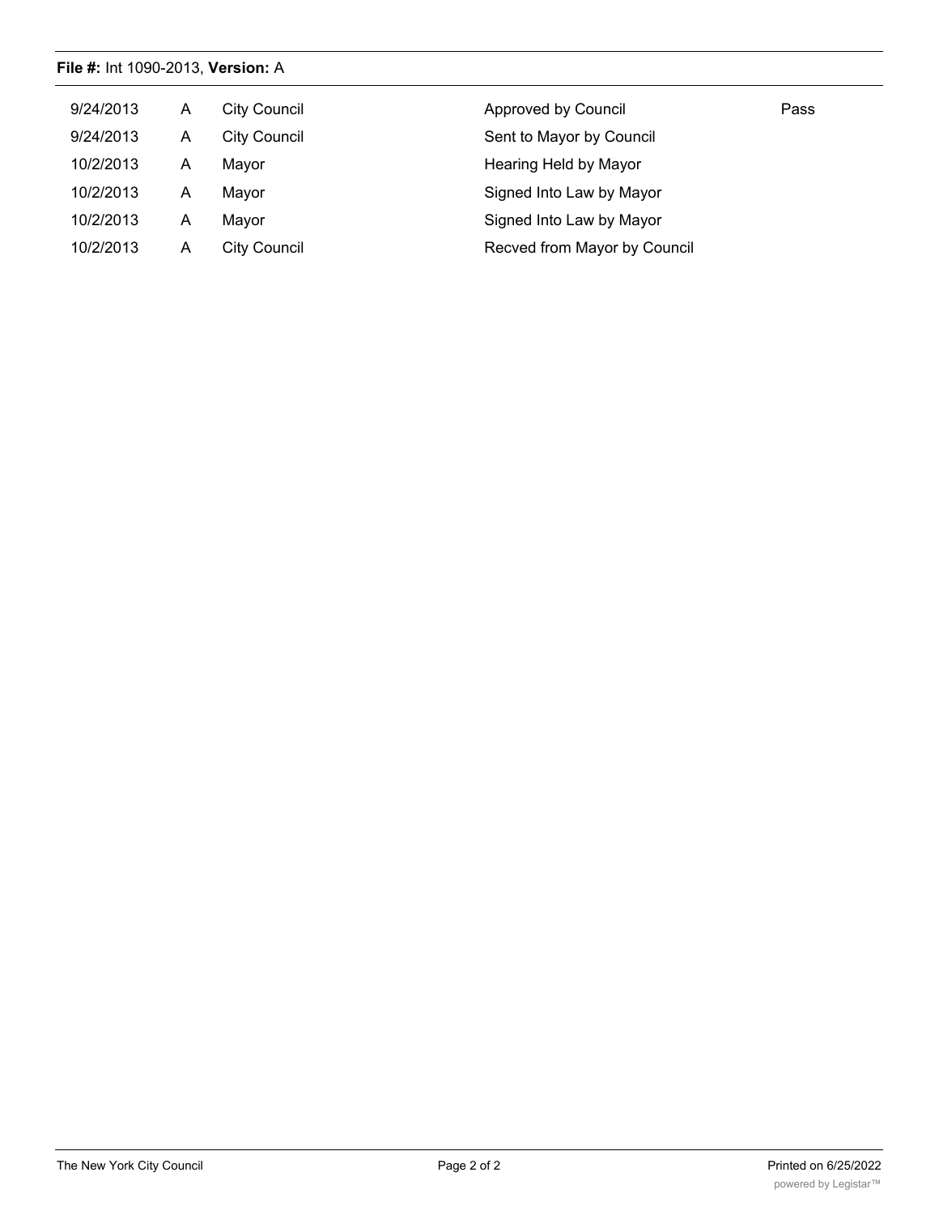**File #:** Int 1090-2013, **Version:** A

| | | | | |
|---|---|---|---|---|
| 9/24/2013 | A | City Council | Approved by Council | Pass |
| 9/24/2013 | A | City Council | Sent to Mayor by Council | |
| 10/2/2013 | A | Mayor | Hearing Held by Mayor | |
| 10/2/2013 | A | Mayor | Signed Into Law by Mayor | |
| 10/2/2013 | A | Mayor | Signed Into Law by Mayor | |
| 10/2/2013 | A | City Council | Recved from Mayor by Council | |